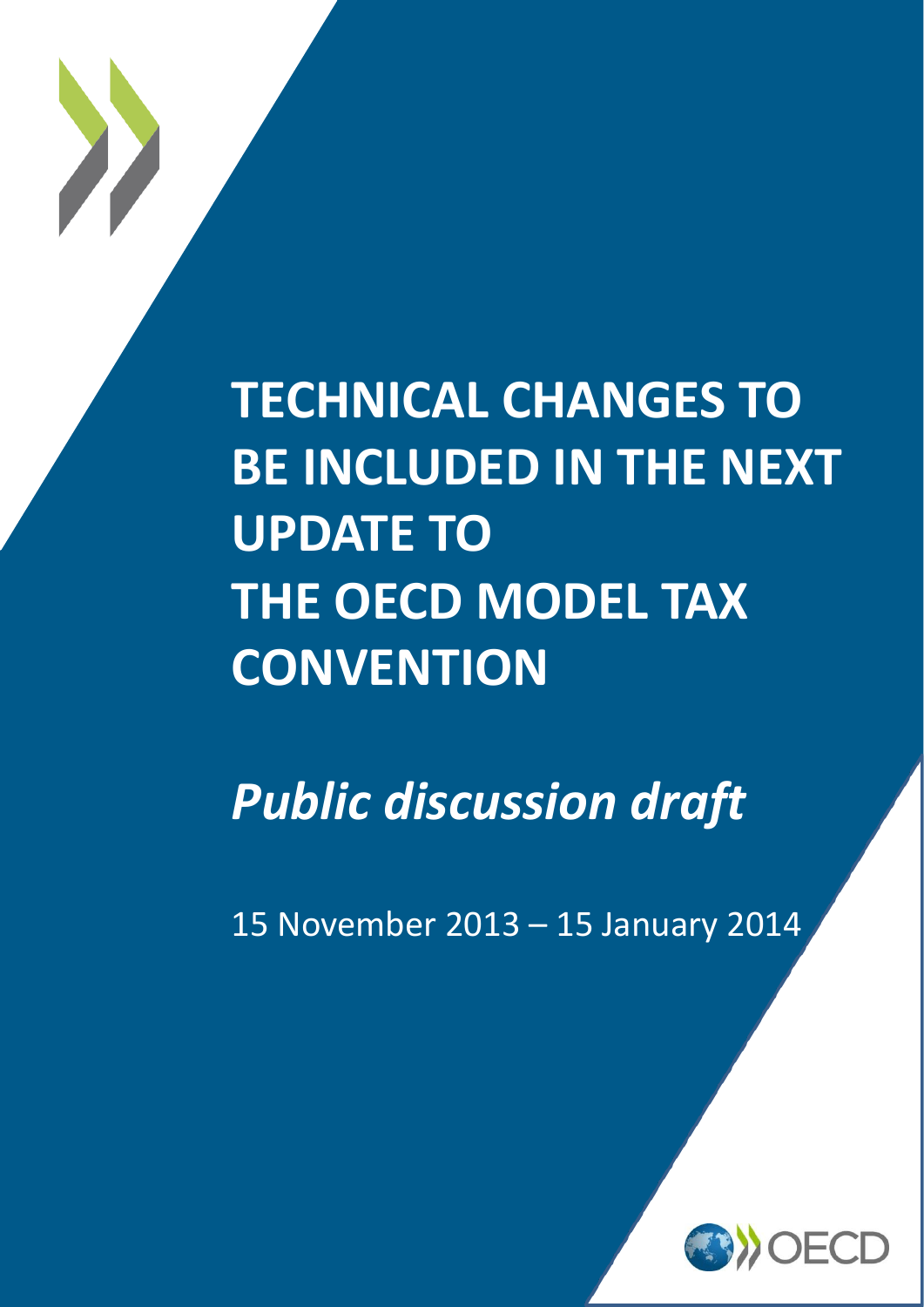# TECHNICAL CHANGES TO BE INCLUDED IN THE NEXT UPDATE TO THE OECD MODEL TAX CONVENTION

## *Public discussion draft*

15 November 2013 – 15 January 2014

OECD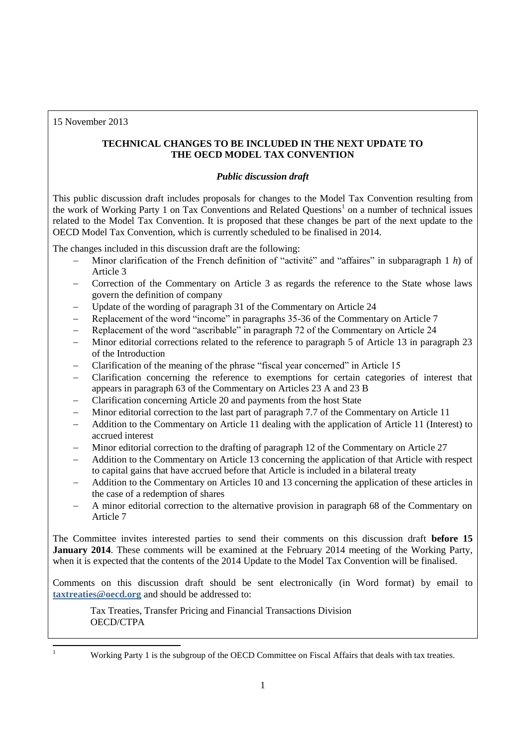15 November 2013

**TECHNICAL CHANGES TO BE INCLUDED IN THE NEXT UPDATE TO THE OECD MODEL TAX CONVENTION**

***Public discussion draft***

This public discussion draft includes proposals for changes to the Model Tax Convention resulting from the work of Working Party 1 on Tax Conventions and Related Questions[1] on a number of technical issues related to the Model Tax Convention. It is proposed that these changes be part of the next update to the OECD Model Tax Convention, which is currently scheduled to be finalised in 2014.

The changes included in this discussion draft are the following:

- Minor clarification of the French definition of "activité" and "affaires" in subparagraph 1 *h*) of Article 3
- Correction of the Commentary on Article 3 as regards the reference to the State whose laws govern the definition of company
- Update of the wording of paragraph 31 of the Commentary on Article 24
- Replacement of the word "income" in paragraphs 35-36 of the Commentary on Article 7
- Replacement of the word "ascribable" in paragraph 72 of the Commentary on Article 24
- Minor editorial corrections related to the reference to paragraph 5 of Article 13 in paragraph 23 of the Introduction
- Clarification of the meaning of the phrase "fiscal year concerned" in Article 15
- Clarification concerning the reference to exemptions for certain categories of interest that appears in paragraph 63 of the Commentary on Articles 23 A and 23 B
- Clarification concerning Article 20 and payments from the host State
- Minor editorial correction to the last part of paragraph 7.7 of the Commentary on Article 11
- Addition to the Commentary on Article 11 dealing with the application of Article 11 (Interest) to accrued interest
- Minor editorial correction to the drafting of paragraph 12 of the Commentary on Article 27
- Addition to the Commentary on Article 13 concerning the application of that Article with respect to capital gains that have accrued before that Article is included in a bilateral treaty
- Addition to the Commentary on Articles 10 and 13 concerning the application of these articles in the case of a redemption of shares
- A minor editorial correction to the alternative provision in paragraph 68 of the Commentary on Article 7

The Committee invites interested parties to send their comments on this discussion draft **before 15 January 2014**. These comments will be examined at the February 2014 meeting of the Working Party, when it is expected that the contents of the 2014 Update to the Model Tax Convention will be finalised.

Comments on this discussion draft should be sent electronically (in Word format) by email to **taxtreaties@oecd.org** and should be addressed to:

Tax Treaties, Transfer Pricing and Financial Transactions Division
OECD/CTPA

[1] Working Party 1 is the subgroup of the OECD Committee on Fiscal Affairs that deals with tax treaties.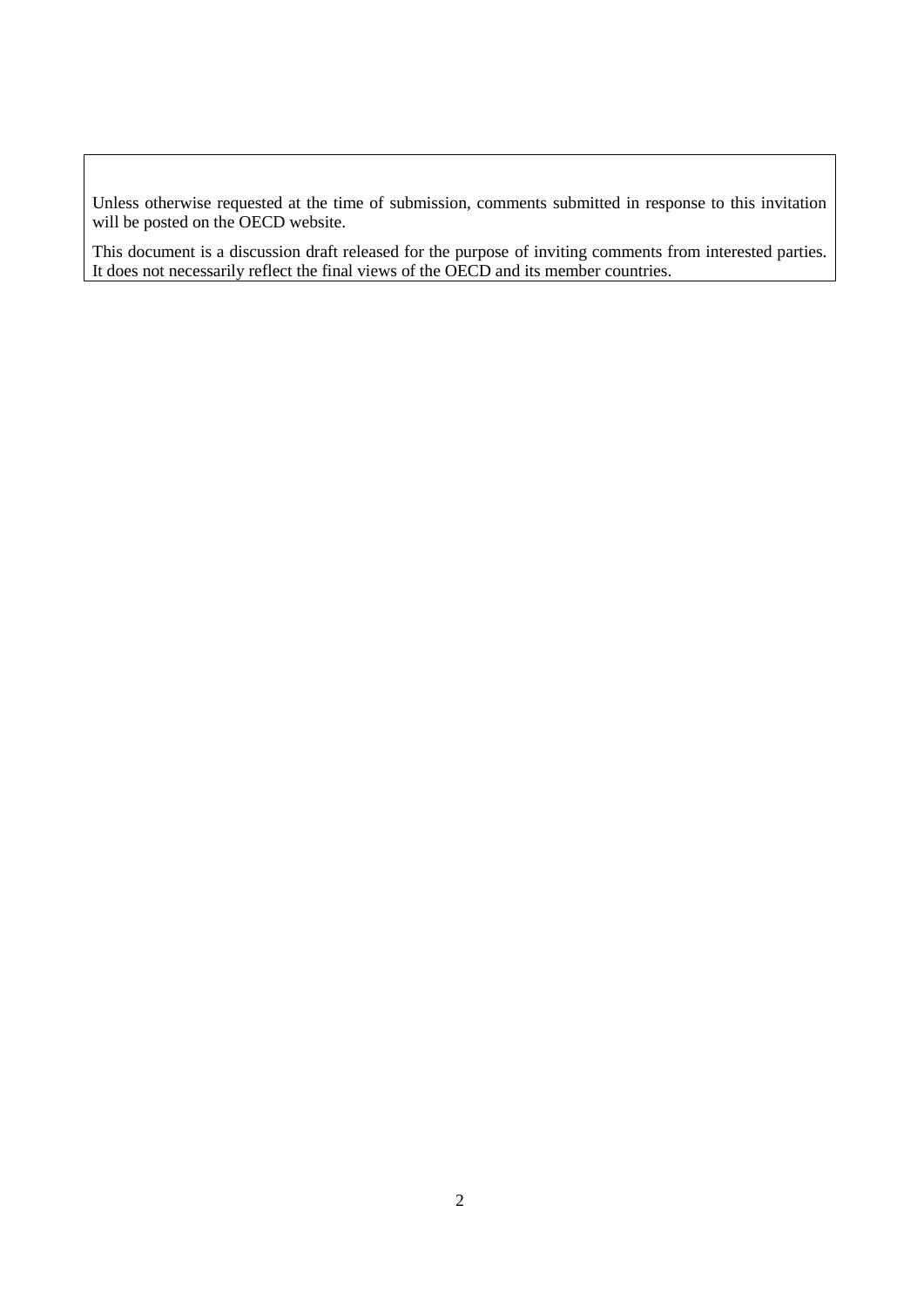Unless otherwise requested at the time of submission, comments submitted in response to this invitation will be posted on the OECD website.

This document is a discussion draft released for the purpose of inviting comments from interested parties. It does not necessarily reflect the final views of the OECD and its member countries.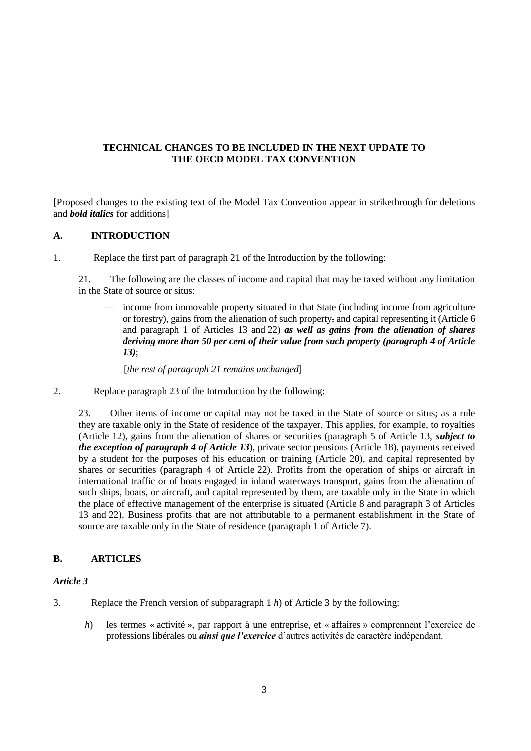**TECHNICAL CHANGES TO BE INCLUDED IN THE NEXT UPDATE TO THE OECD MODEL TAX CONVENTION**

[Proposed changes to the existing text of the Model Tax Convention appear in ~~strikethrough~~ for deletions and ***bold italics*** for additions]

## A. INTRODUCTION

1. Replace the first part of paragraph 21 of the Introduction by the following:

> 21. The following are the classes of income and capital that may be taxed without any limitation in the State of source or situs:
>
> — income from immovable property situated in that State (including income from agriculture or forestry), gains from the alienation of such property~~,~~ and capital representing it (Article 6 and paragraph 1 of Articles 13 and 22) ***as well as gains from the alienation of shares deriving more than 50 per cent of their value from such property (paragraph 4 of Article 13)***;
>
> [*the rest of paragraph 21 remains unchanged*]

2. Replace paragraph 23 of the Introduction by the following:

> 23. Other items of income or capital may not be taxed in the State of source or situs; as a rule they are taxable only in the State of residence of the taxpayer. This applies, for example, to royalties (Article 12), gains from the alienation of shares or securities (paragraph 5 of Article 13, ***subject to the exception of paragraph 4 of Article 13***), private sector pensions (Article 18), payments received by a student for the purposes of his education or training (Article 20), and capital represented by shares or securities (paragraph 4 of Article 22). Profits from the operation of ships or aircraft in international traffic or of boats engaged in inland waterways transport, gains from the alienation of such ships, boats, or aircraft, and capital represented by them, are taxable only in the State in which the place of effective management of the enterprise is situated (Article 8 and paragraph 3 of Articles 13 and 22). Business profits that are not attributable to a permanent establishment in the State of source are taxable only in the State of residence (paragraph 1 of Article 7).

## B. ARTICLES

### *Article 3*

3. Replace the French version of subparagraph 1 *h*) of Article 3 by the following:

> *h*) les termes « activité », par rapport à une entreprise, et « affaires » comprennent l'exercice de professions libérales ~~ou~~ ***ainsi que l'exercice*** d'autres activités de caractère indépendant.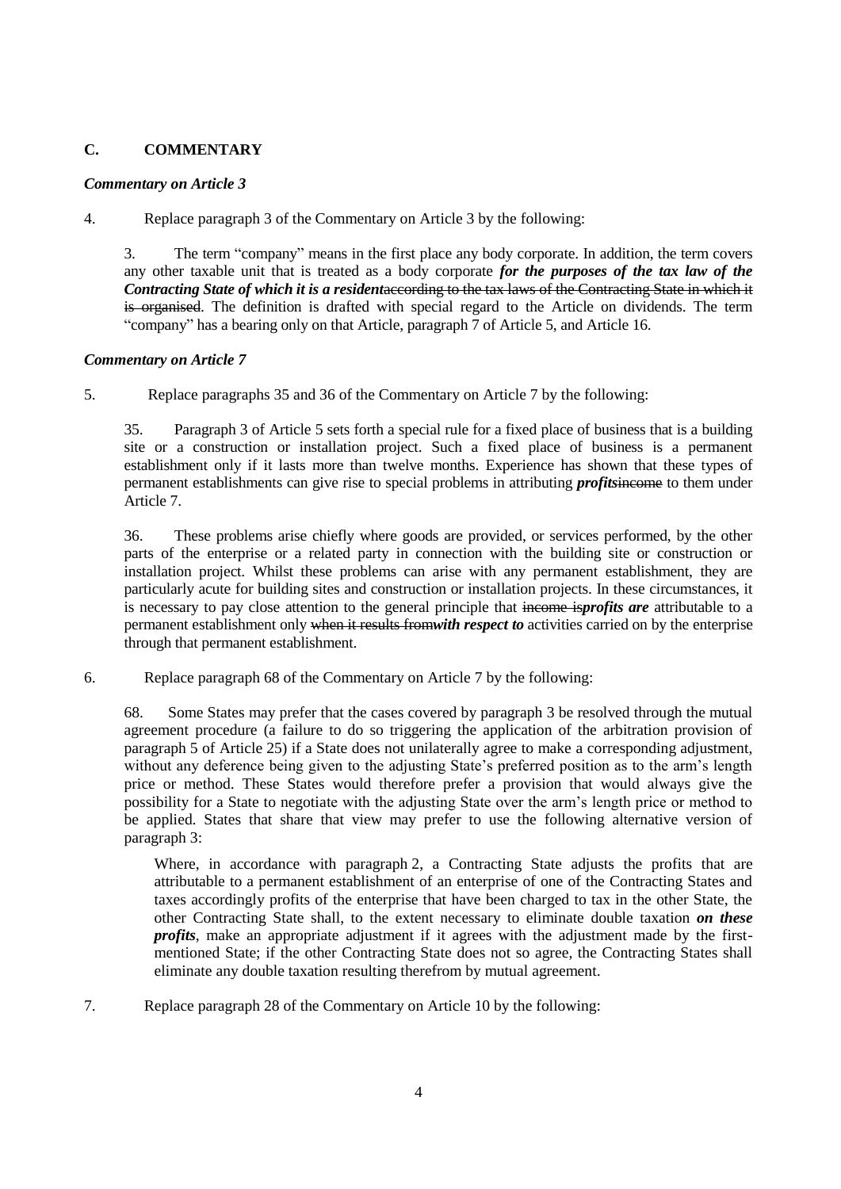## C. COMMENTARY

### *Commentary on Article 3*

4. Replace paragraph 3 of the Commentary on Article 3 by the following:

> 3. The term "company" means in the first place any body corporate. In addition, the term covers any other taxable unit that is treated as a body corporate ***for the purposes of the tax law of the Contracting State of which it is a resident***~~according to the tax laws of the Contracting State in which it is organised~~. The definition is drafted with special regard to the Article on dividends. The term "company" has a bearing only on that Article, paragraph 7 of Article 5, and Article 16.

### *Commentary on Article 7*

5. Replace paragraphs 35 and 36 of the Commentary on Article 7 by the following:

> 35. Paragraph 3 of Article 5 sets forth a special rule for a fixed place of business that is a building site or a construction or installation project. Such a fixed place of business is a permanent establishment only if it lasts more than twelve months. Experience has shown that these types of permanent establishments can give rise to special problems in attributing ***profits***~~income~~ to them under Article 7.
>
> 36. These problems arise chiefly where goods are provided, or services performed, by the other parts of the enterprise or a related party in connection with the building site or construction or installation project. Whilst these problems can arise with any permanent establishment, they are particularly acute for building sites and construction or installation projects. In these circumstances, it is necessary to pay close attention to the general principle that ~~income is~~***profits are*** attributable to a permanent establishment only ~~when it results from~~***with respect to*** activities carried on by the enterprise through that permanent establishment.

6. Replace paragraph 68 of the Commentary on Article 7 by the following:

> 68. Some States may prefer that the cases covered by paragraph 3 be resolved through the mutual agreement procedure (a failure to do so triggering the application of the arbitration provision of paragraph 5 of Article 25) if a State does not unilaterally agree to make a corresponding adjustment, without any deference being given to the adjusting State's preferred position as to the arm's length price or method. These States would therefore prefer a provision that would always give the possibility for a State to negotiate with the adjusting State over the arm's length price or method to be applied. States that share that view may prefer to use the following alternative version of paragraph 3:
>
>> Where, in accordance with paragraph 2, a Contracting State adjusts the profits that are attributable to a permanent establishment of an enterprise of one of the Contracting States and taxes accordingly profits of the enterprise that have been charged to tax in the other State, the other Contracting State shall, to the extent necessary to eliminate double taxation ***on these profits***, make an appropriate adjustment if it agrees with the adjustment made by the first-mentioned State; if the other Contracting State does not so agree, the Contracting States shall eliminate any double taxation resulting therefrom by mutual agreement.

7. Replace paragraph 28 of the Commentary on Article 10 by the following: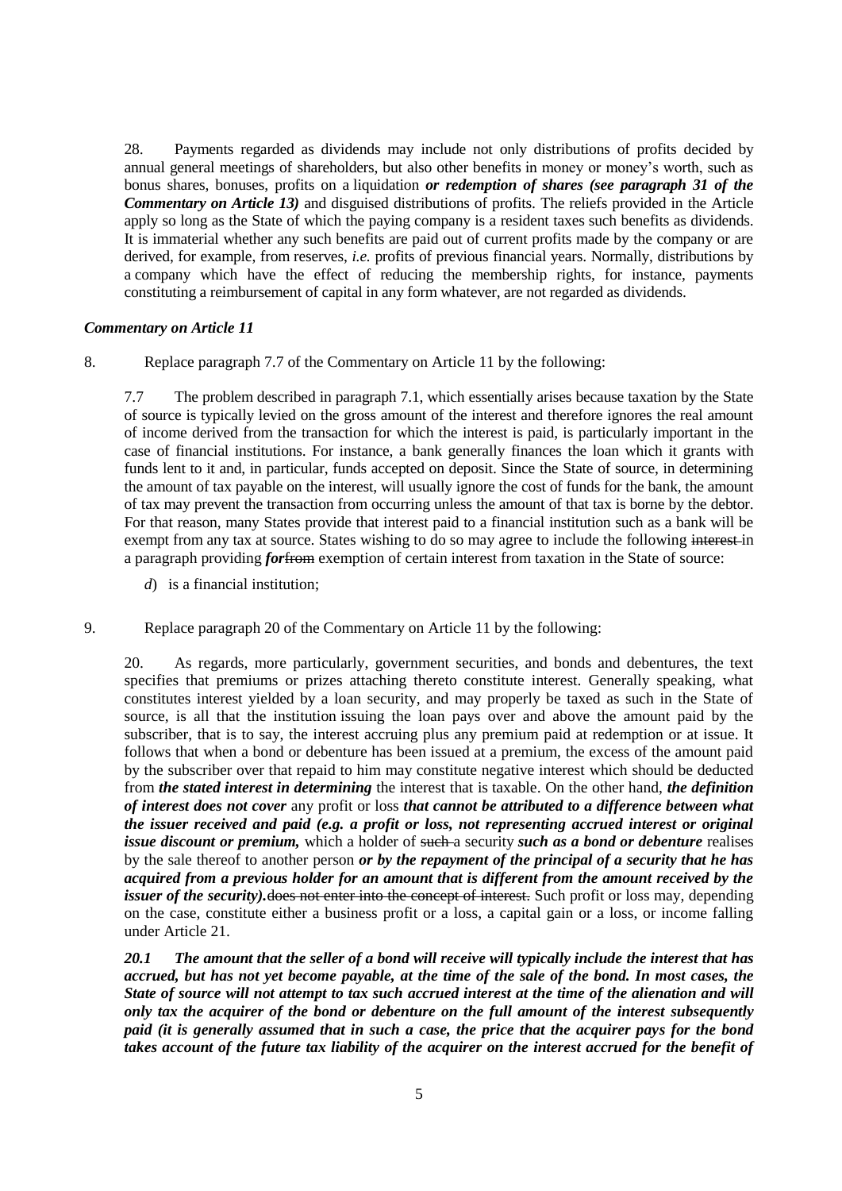28. Payments regarded as dividends may include not only distributions of profits decided by annual general meetings of shareholders, but also other benefits in money or money's worth, such as bonus shares, bonuses, profits on a liquidation ***or redemption of shares (see paragraph 31 of the Commentary on Article 13)*** and disguised distributions of profits. The reliefs provided in the Article apply so long as the State of which the paying company is a resident taxes such benefits as dividends. It is immaterial whether any such benefits are paid out of current profits made by the company or are derived, for example, from reserves, *i.e.* profits of previous financial years. Normally, distributions by a company which have the effect of reducing the membership rights, for instance, payments constituting a reimbursement of capital in any form whatever, are not regarded as dividends.

### *Commentary on Article 11*

8. Replace paragraph 7.7 of the Commentary on Article 11 by the following:

7.7 The problem described in paragraph 7.1, which essentially arises because taxation by the State of source is typically levied on the gross amount of the interest and therefore ignores the real amount of income derived from the transaction for which the interest is paid, is particularly important in the case of financial institutions. For instance, a bank generally finances the loan which it grants with funds lent to it and, in particular, funds accepted on deposit. Since the State of source, in determining the amount of tax payable on the interest, will usually ignore the cost of funds for the bank, the amount of tax may prevent the transaction from occurring unless the amount of that tax is borne by the debtor. For that reason, many States provide that interest paid to a financial institution such as a bank will be exempt from any tax at source. States wishing to do so may agree to include the following ~~interest~~ in a paragraph providing ***for***~~from~~ exemption of certain interest from taxation in the State of source:

*d*) is a financial institution;

9. Replace paragraph 20 of the Commentary on Article 11 by the following:

20. As regards, more particularly, government securities, and bonds and debentures, the text specifies that premiums or prizes attaching thereto constitute interest. Generally speaking, what constitutes interest yielded by a loan security, and may properly be taxed as such in the State of source, is all that the institution issuing the loan pays over and above the amount paid by the subscriber, that is to say, the interest accruing plus any premium paid at redemption or at issue. It follows that when a bond or debenture has been issued at a premium, the excess of the amount paid by the subscriber over that repaid to him may constitute negative interest which should be deducted from ***the stated interest in determining*** the interest that is taxable. On the other hand, ***the definition of interest does not cover*** any profit or loss ***that cannot be attributed to a difference between what the issuer received and paid (e.g. a profit or loss, not representing accrued interest or original issue discount or premium,*** which a holder of ~~such~~ a security ***such as a bond or debenture*** realises by the sale thereof to another person ***or by the repayment of the principal of a security that he has acquired from a previous holder for an amount that is different from the amount received by the issuer of the security).*** ~~does not enter into the concept of interest.~~ Such profit or loss may, depending on the case, constitute either a business profit or a loss, a capital gain or a loss, or income falling under Article 21.

***20.1 The amount that the seller of a bond will receive will typically include the interest that has accrued, but has not yet become payable, at the time of the sale of the bond. In most cases, the State of source will not attempt to tax such accrued interest at the time of the alienation and will only tax the acquirer of the bond or debenture on the full amount of the interest subsequently paid (it is generally assumed that in such a case, the price that the acquirer pays for the bond takes account of the future tax liability of the acquirer on the interest accrued for the benefit of***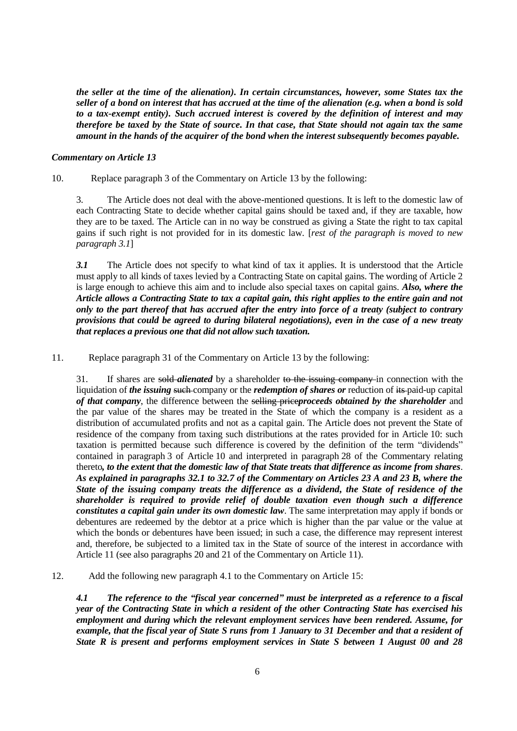***the seller at the time of the alienation). In certain circumstances, however, some States tax the seller of a bond on interest that has accrued at the time of the alienation (e.g. when a bond is sold to a tax-exempt entity). Such accrued interest is covered by the definition of interest and may therefore be taxed by the State of source. In that case, that State should not again tax the same amount in the hands of the acquirer of the bond when the interest subsequently becomes payable.***

***Commentary on Article 13***

10. Replace paragraph 3 of the Commentary on Article 13 by the following:

> 3. The Article does not deal with the above-mentioned questions. It is left to the domestic law of each Contracting State to decide whether capital gains should be taxed and, if they are taxable, how they are to be taxed. The Article can in no way be construed as giving a State the right to tax capital gains if such right is not provided for in its domestic law. [*rest of the paragraph is moved to new paragraph 3.1*]
>
> ***3.1*** The Article does not specify to what kind of tax it applies. It is understood that the Article must apply to all kinds of taxes levied by a Contracting State on capital gains. The wording of Article 2 is large enough to achieve this aim and to include also special taxes on capital gains. ***Also, where the Article allows a Contracting State to tax a capital gain, this right applies to the entire gain and not only to the part thereof that has accrued after the entry into force of a treaty (subject to contrary provisions that could be agreed to during bilateral negotiations), even in the case of a new treaty that replaces a previous one that did not allow such taxation.***

11. Replace paragraph 31 of the Commentary on Article 13 by the following:

> 31. If shares are ~~sold~~ ***alienated*** by a shareholder ~~to the issuing company~~ in connection with the liquidation of ***the issuing*** ~~such~~ company or the ***redemption of shares or*** reduction of ~~its~~ paid-up capital ***of that company***, the difference between the ~~selling price~~***proceeds obtained by the shareholder*** and the par value of the shares may be treated in the State of which the company is a resident as a distribution of accumulated profits and not as a capital gain. The Article does not prevent the State of residence of the company from taxing such distributions at the rates provided for in Article 10: such taxation is permitted because such difference is covered by the definition of the term "dividends" contained in paragraph 3 of Article 10 and interpreted in paragraph 28 of the Commentary relating thereto***, to the extent that the domestic law of that State treats that difference as income from shares***. ***As explained in paragraphs 32.1 to 32.7 of the Commentary on Articles 23 A and 23 B, where the State of the issuing company treats the difference as a dividend, the State of residence of the shareholder is required to provide relief of double taxation even though such a difference constitutes a capital gain under its own domestic law***. The same interpretation may apply if bonds or debentures are redeemed by the debtor at a price which is higher than the par value or the value at which the bonds or debentures have been issued; in such a case, the difference may represent interest and, therefore, be subjected to a limited tax in the State of source of the interest in accordance with Article 11 (see also paragraphs 20 and 21 of the Commentary on Article 11).

12. Add the following new paragraph 4.1 to the Commentary on Article 15:

> ***4.1 The reference to the "fiscal year concerned" must be interpreted as a reference to a fiscal year of the Contracting State in which a resident of the other Contracting State has exercised his employment and during which the relevant employment services have been rendered. Assume, for example, that the fiscal year of State S runs from 1 January to 31 December and that a resident of State R is present and performs employment services in State S between 1 August 00 and 28***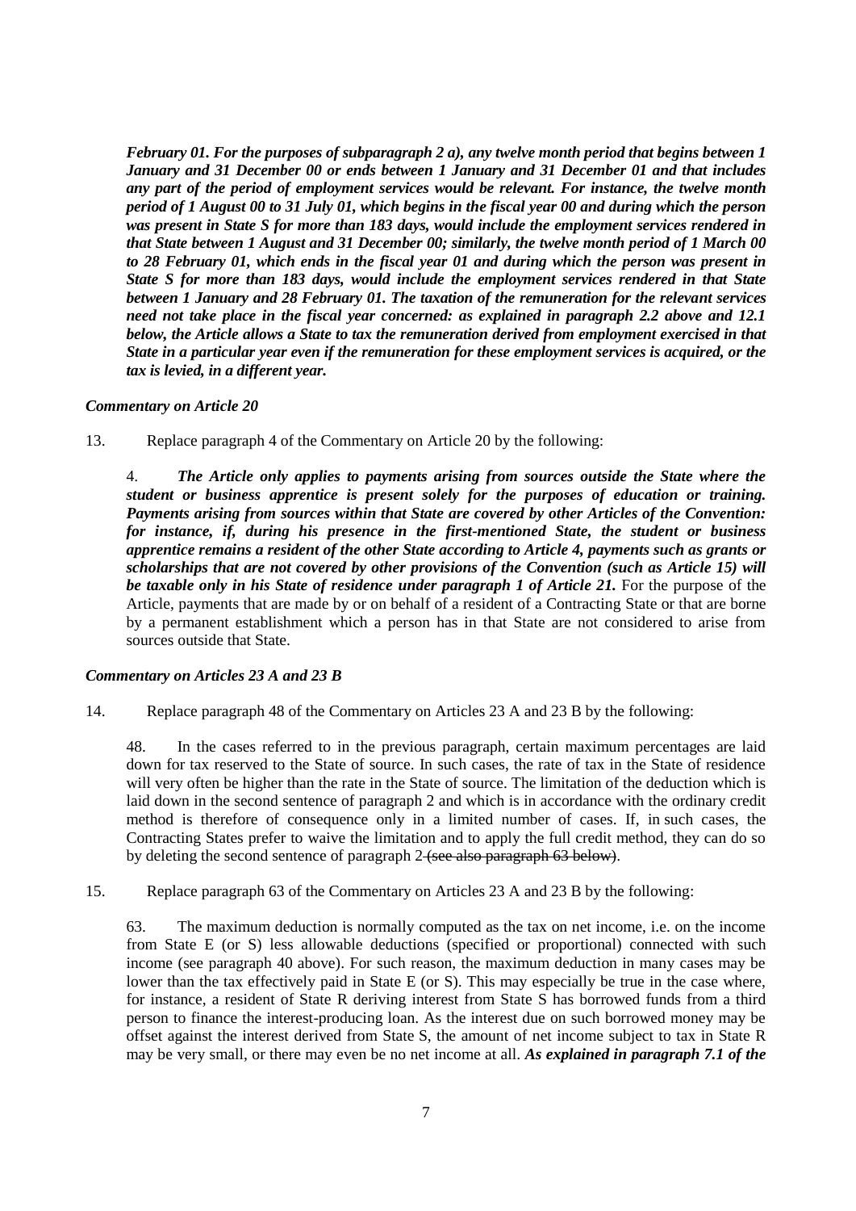***February 01. For the purposes of subparagraph 2 a), any twelve month period that begins between 1 January and 31 December 00 or ends between 1 January and 31 December 01 and that includes any part of the period of employment services would be relevant. For instance, the twelve month period of 1 August 00 to 31 July 01, which begins in the fiscal year 00 and during which the person was present in State S for more than 183 days, would include the employment services rendered in that State between 1 August and 31 December 00; similarly, the twelve month period of 1 March 00 to 28 February 01, which ends in the fiscal year 01 and during which the person was present in State S for more than 183 days, would include the employment services rendered in that State between 1 January and 28 February 01. The taxation of the remuneration for the relevant services need not take place in the fiscal year concerned: as explained in paragraph 2.2 above and 12.1 below, the Article allows a State to tax the remuneration derived from employment exercised in that State in a particular year even if the remuneration for these employment services is acquired, or the tax is levied, in a different year.***

*Commentary on Article 20*

13. Replace paragraph 4 of the Commentary on Article 20 by the following:

> 4. ***The Article only applies to payments arising from sources outside the State where the student or business apprentice is present solely for the purposes of education or training. Payments arising from sources within that State are covered by other Articles of the Convention: for instance, if, during his presence in the first-mentioned State, the student or business apprentice remains a resident of the other State according to Article 4, payments such as grants or scholarships that are not covered by other provisions of the Convention (such as Article 15) will be taxable only in his State of residence under paragraph 1 of Article 21.*** For the purpose of the Article, payments that are made by or on behalf of a resident of a Contracting State or that are borne by a permanent establishment which a person has in that State are not considered to arise from sources outside that State.

*Commentary on Articles 23 A and 23 B*

14. Replace paragraph 48 of the Commentary on Articles 23 A and 23 B by the following:

> 48. In the cases referred to in the previous paragraph, certain maximum percentages are laid down for tax reserved to the State of source. In such cases, the rate of tax in the State of residence will very often be higher than the rate in the State of source. The limitation of the deduction which is laid down in the second sentence of paragraph 2 and which is in accordance with the ordinary credit method is therefore of consequence only in a limited number of cases. If, in such cases, the Contracting States prefer to waive the limitation and to apply the full credit method, they can do so by deleting the second sentence of paragraph 2 ~~(see also paragraph 63 below)~~.

15. Replace paragraph 63 of the Commentary on Articles 23 A and 23 B by the following:

> 63. The maximum deduction is normally computed as the tax on net income, i.e. on the income from State E (or S) less allowable deductions (specified or proportional) connected with such income (see paragraph 40 above). For such reason, the maximum deduction in many cases may be lower than the tax effectively paid in State E (or S). This may especially be true in the case where, for instance, a resident of State R deriving interest from State S has borrowed funds from a third person to finance the interest-producing loan. As the interest due on such borrowed money may be offset against the interest derived from State S, the amount of net income subject to tax in State R may be very small, or there may even be no net income at all. ***As explained in paragraph 7.1 of the***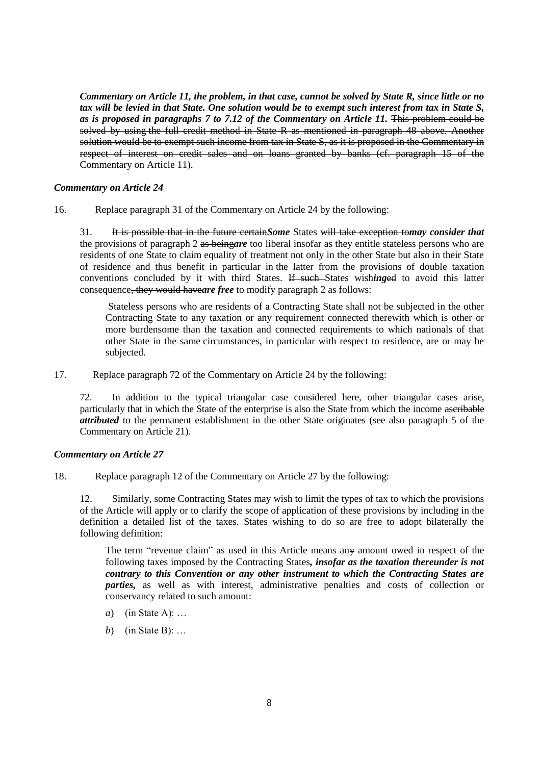***Commentary on Article 11, the problem, in that case, cannot be solved by State R, since little or no tax will be levied in that State. One solution would be to exempt such interest from tax in State S, as is proposed in paragraphs 7 to 7.12 of the Commentary on Article 11.*** ~~This problem could be solved by using the full credit method in State R as mentioned in paragraph 48 above. Another solution would be to exempt such income from tax in State S, as it is proposed in the Commentary in respect of interest on credit sales and on loans granted by banks (cf. paragraph 15 of the Commentary on Article 11).~~

### *Commentary on Article 24*

16. Replace paragraph 31 of the Commentary on Article 24 by the following:

> 31. ~~It is possible that in the future certain~~***Some*** States ~~will take exception to~~***may consider that*** the provisions of paragraph 2 ~~as being~~***are*** too liberal insofar as they entitle stateless persons who are residents of one State to claim equality of treatment not only in the other State but also in their State of residence and thus benefit in particular in the latter from the provisions of double taxation conventions concluded by it with third States. ~~If such~~ States wish***ing***~~ed~~ to avoid this latter consequence~~, they would have~~***are free*** to modify paragraph 2 as follows:
>
> > Stateless persons who are residents of a Contracting State shall not be subjected in the other Contracting State to any taxation or any requirement connected therewith which is other or more burdensome than the taxation and connected requirements to which nationals of that other State in the same circumstances, in particular with respect to residence, are or may be subjected.

17. Replace paragraph 72 of the Commentary on Article 24 by the following:

> 72. In addition to the typical triangular case considered here, other triangular cases arise, particularly that in which the State of the enterprise is also the State from which the income ~~ascribable~~ ***attributed*** to the permanent establishment in the other State originates (see also paragraph 5 of the Commentary on Article 21).

### *Commentary on Article 27*

18. Replace paragraph 12 of the Commentary on Article 27 by the following:

> 12. Similarly, some Contracting States may wish to limit the types of tax to which the provisions of the Article will apply or to clarify the scope of application of these provisions by including in the definition a detailed list of the taxes. States wishing to do so are free to adopt bilaterally the following definition:
>
> > The term "revenue claim" as used in this Article means an~~y~~ amount owed in respect of the following taxes imposed by the Contracting States***, insofar as the taxation thereunder is not contrary to this Convention or any other instrument to which the Contracting States are parties,*** as well as with interest, administrative penalties and costs of collection or conservancy related to such amount:
> >
> > *a*) (in State A): …
> >
> > *b*) (in State B): …